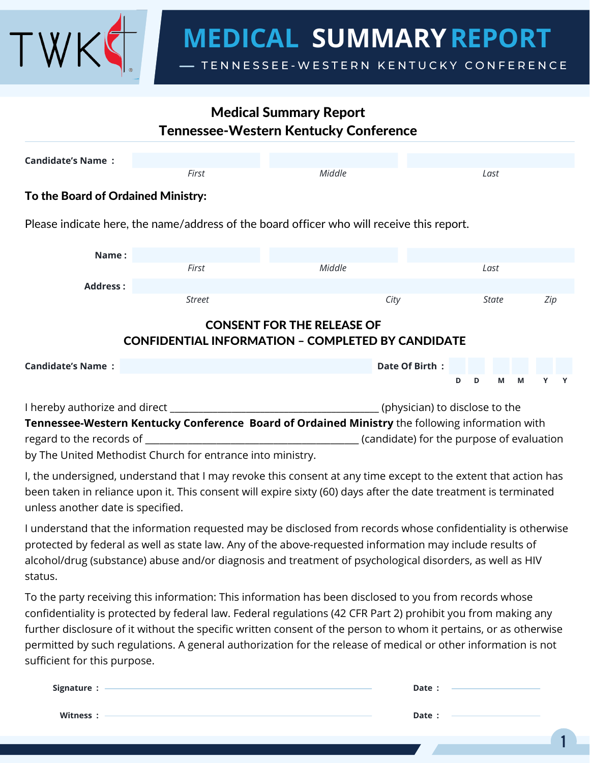# MEDICAL SUMMARY REPORT

— TENNESSEE-WESTERN KENTUCKY CONFERENCE

## Medical Summary Report
## Tennessee-Western Kentucky Conference

**Candidate's Name :** ______________ ______________ ______________

*First* *Middle* *Last*

**To the Board of Ordained Ministry:**

Please indicate here, the name/address of the board officer who will receive this report.

**Name :** ______________ ______________ ______________

*First* *Middle* *Last*

**Address :** ______________________________________________

*Street* *City* *State* *Zip*

### CONSENT FOR THE RELEASE OF CONFIDENTIAL INFORMATION – COMPLETED BY CANDIDATE

**Candidate's Name :** ______________________ **Date Of Birth :** D D M M Y Y

I hereby authorize and direct _________________________________________ (physician) to disclose to the **Tennessee-Western Kentucky Conference Board of Ordained Ministry** the following information with regard to the records of ___________________________________________ (candidate) for the purpose of evaluation by The United Methodist Church for entrance into ministry.

I, the undersigned, understand that I may revoke this consent at any time except to the extent that action has been taken in reliance upon it. This consent will expire sixty (60) days after the date treatment is terminated unless another date is specified.

I understand that the information requested may be disclosed from records whose confidentiality is otherwise protected by federal as well as state law. Any of the above-requested information may include results of alcohol/drug (substance) abuse and/or diagnosis and treatment of psychological disorders, as well as HIV status.

To the party receiving this information: This information has been disclosed to you from records whose confidentiality is protected by federal law. Federal regulations (42 CFR Part 2) prohibit you from making any further disclosure of it without the specific written consent of the person to whom it pertains, or as otherwise permitted by such regulations. A general authorization for the release of medical or other information is not sufficient for this purpose.

**Signature :** ______________________________ **Date :** ______________

**Witness :** ______________________________ **Date :** ______________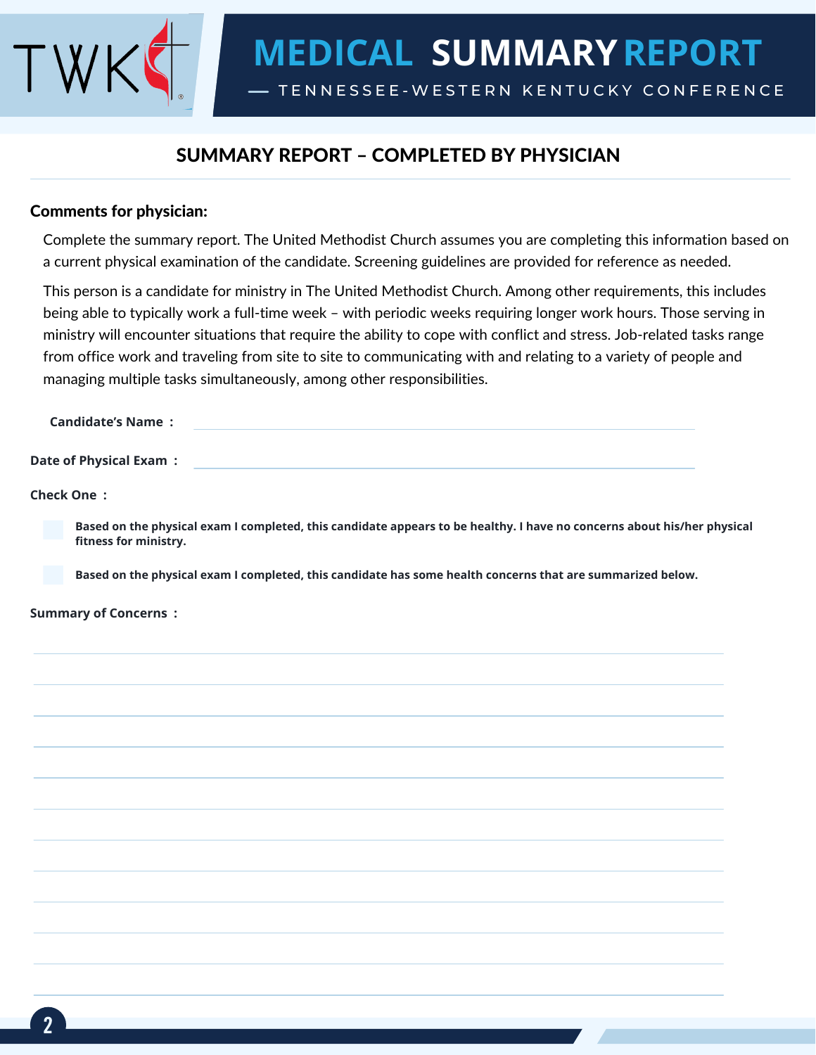# MEDICAL SUMMARY REPORT

— TENNESSEE-WESTERN KENTUCKY CONFERENCE

## SUMMARY REPORT – COMPLETED BY PHYSICIAN

**Comments for physician:**

Complete the summary report. The United Methodist Church assumes you are completing this information based on a current physical examination of the candidate. Screening guidelines are provided for reference as needed.

This person is a candidate for ministry in The United Methodist Church. Among other requirements, this includes being able to typically work a full-time week – with periodic weeks requiring longer work hours. Those serving in ministry will encounter situations that require the ability to cope with conflict and stress. Job-related tasks range from office work and traveling from site to site to communicating with and relating to a variety of people and managing multiple tasks simultaneously, among other responsibilities.

**Candidate's Name :** ______________________________

**Date of Physical Exam :** ______________________________

**Check One :**

- ☐ **Based on the physical exam I completed, this candidate appears to be healthy. I have no concerns about his/her physical fitness for ministry.**
- ☐ **Based on the physical exam I completed, this candidate has some health concerns that are summarized below.**

**Summary of Concerns :**

______________________________

______________________________

______________________________

______________________________

______________________________

______________________________

______________________________

______________________________

______________________________

______________________________

______________________________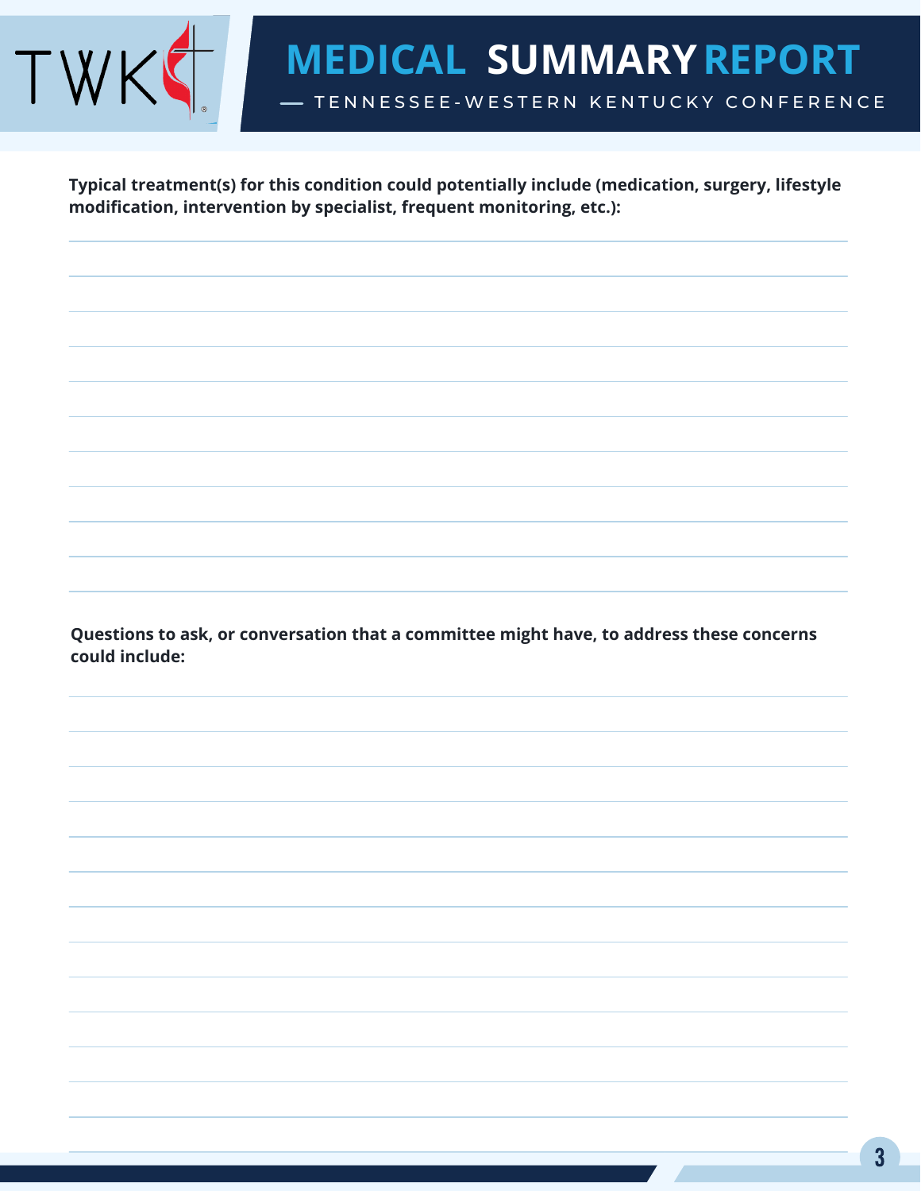**Typical treatment(s) for this condition could potentially include (medication, surgery, lifestyle modification, intervention by specialist, frequent monitoring, etc.):**

**Questions to ask, or conversation that a committee might have, to address these concerns could include:**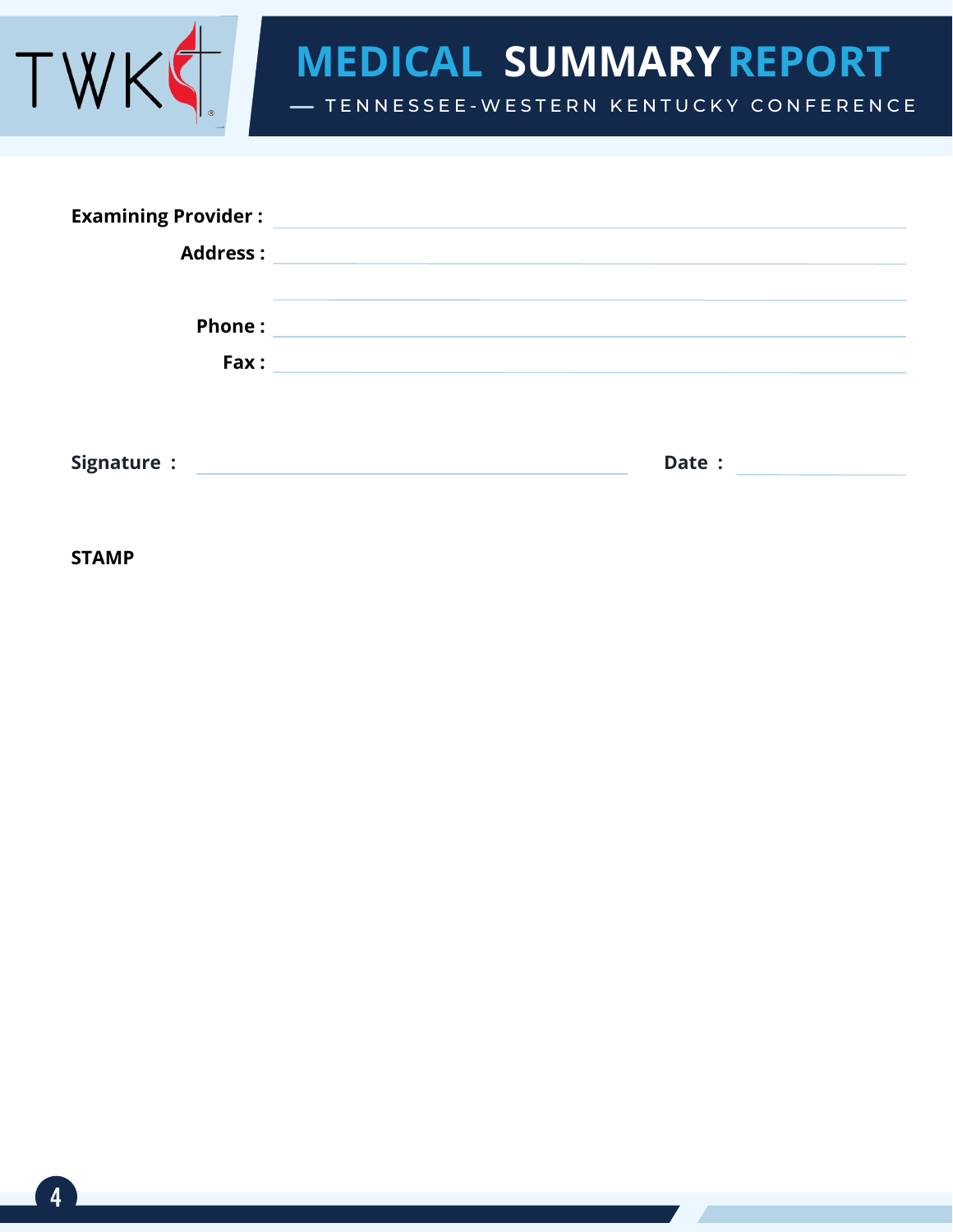# MEDICAL SUMMARY REPORT

— TENNESSEE-WESTERN KENTUCKY CONFERENCE

**Examining Provider :** ______________________________

**Address :** ______________________________

______________________________

**Phone :** ______________________________

**Fax :** ______________________________

**Signature :** ______________________________ **Date :** ______________

**STAMP**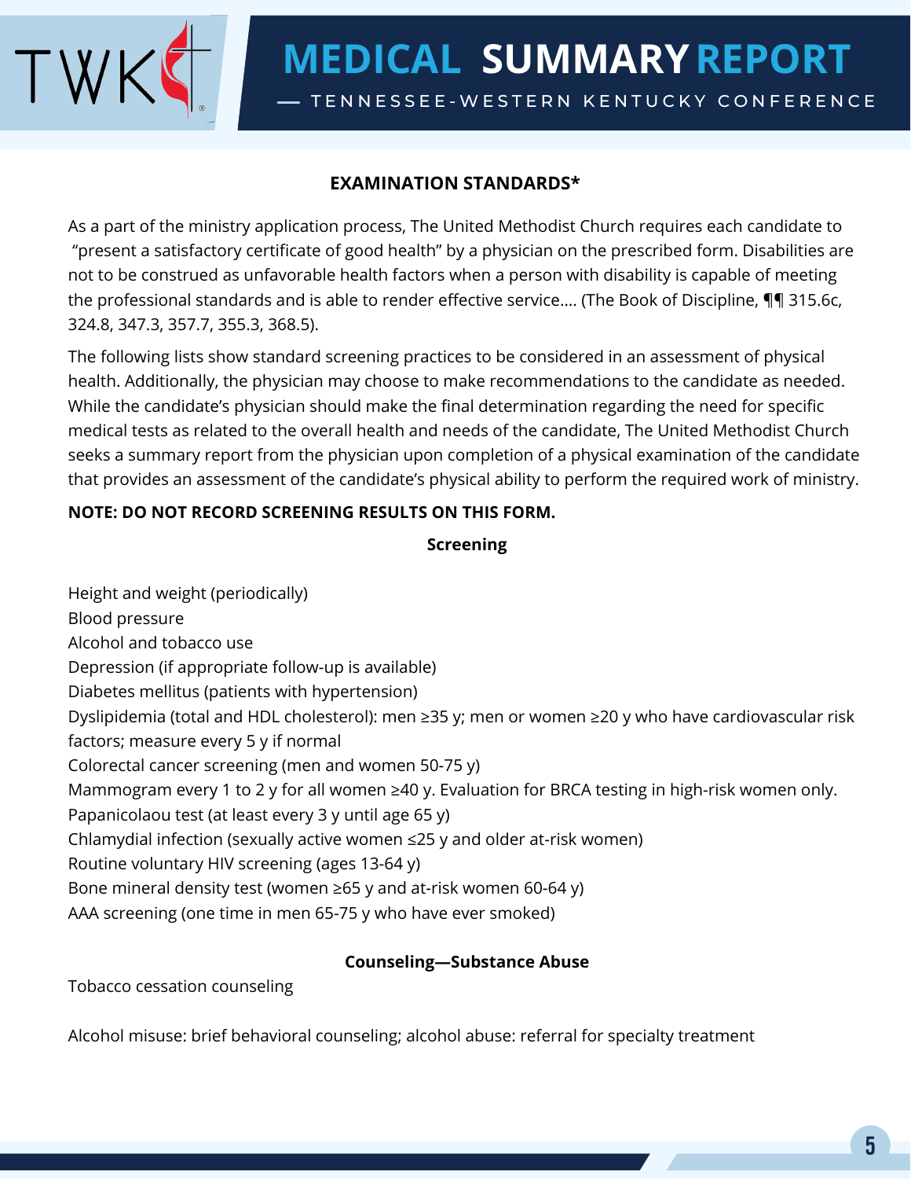## EXAMINATION STANDARDS*

As a part of the ministry application process, The United Methodist Church requires each candidate to "present a satisfactory certificate of good health" by a physician on the prescribed form. Disabilities are not to be construed as unfavorable health factors when a person with disability is capable of meeting the professional standards and is able to render effective service.... (The Book of Discipline, ¶¶ 315.6c, 324.8, 347.3, 357.7, 355.3, 368.5).

The following lists show standard screening practices to be considered in an assessment of physical health. Additionally, the physician may choose to make recommendations to the candidate as needed. While the candidate's physician should make the final determination regarding the need for specific medical tests as related to the overall health and needs of the candidate, The United Methodist Church seeks a summary report from the physician upon completion of a physical examination of the candidate that provides an assessment of the candidate's physical ability to perform the required work of ministry.

**NOTE: DO NOT RECORD SCREENING RESULTS ON THIS FORM.**

### Screening

Height and weight (periodically)
Blood pressure
Alcohol and tobacco use
Depression (if appropriate follow-up is available)
Diabetes mellitus (patients with hypertension)
Dyslipidemia (total and HDL cholesterol): men ≥35 y; men or women ≥20 y who have cardiovascular risk factors; measure every 5 y if normal
Colorectal cancer screening (men and women 50-75 y)
Mammogram every 1 to 2 y for all women ≥40 y. Evaluation for BRCA testing in high-risk women only.
Papanicolaou test (at least every 3 y until age 65 y)
Chlamydial infection (sexually active women ≤25 y and older at-risk women)
Routine voluntary HIV screening (ages 13-64 y)
Bone mineral density test (women ≥65 y and at-risk women 60-64 y)
AAA screening (one time in men 65-75 y who have ever smoked)

### Counseling—Substance Abuse

Tobacco cessation counseling

Alcohol misuse: brief behavioral counseling; alcohol abuse: referral for specialty treatment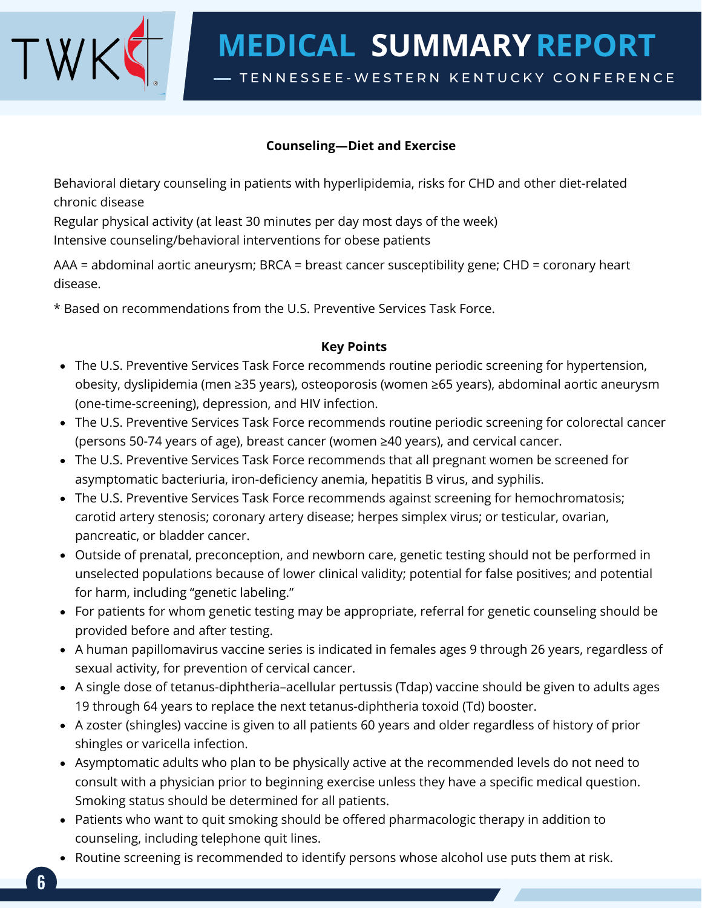**Counseling—Diet and Exercise**

Behavioral dietary counseling in patients with hyperlipidemia, risks for CHD and other diet-related chronic disease

Regular physical activity (at least 30 minutes per day most days of the week)

Intensive counseling/behavioral interventions for obese patients

AAA = abdominal aortic aneurysm; BRCA = breast cancer susceptibility gene; CHD = coronary heart disease.

* Based on recommendations from the U.S. Preventive Services Task Force.

**Key Points**

- The U.S. Preventive Services Task Force recommends routine periodic screening for hypertension, obesity, dyslipidemia (men ≥35 years), osteoporosis (women ≥65 years), abdominal aortic aneurysm (one-time-screening), depression, and HIV infection.
- The U.S. Preventive Services Task Force recommends routine periodic screening for colorectal cancer (persons 50-74 years of age), breast cancer (women ≥40 years), and cervical cancer.
- The U.S. Preventive Services Task Force recommends that all pregnant women be screened for asymptomatic bacteriuria, iron-deficiency anemia, hepatitis B virus, and syphilis.
- The U.S. Preventive Services Task Force recommends against screening for hemochromatosis; carotid artery stenosis; coronary artery disease; herpes simplex virus; or testicular, ovarian, pancreatic, or bladder cancer.
- Outside of prenatal, preconception, and newborn care, genetic testing should not be performed in unselected populations because of lower clinical validity; potential for false positives; and potential for harm, including "genetic labeling."
- For patients for whom genetic testing may be appropriate, referral for genetic counseling should be provided before and after testing.
- A human papillomavirus vaccine series is indicated in females ages 9 through 26 years, regardless of sexual activity, for prevention of cervical cancer.
- A single dose of tetanus-diphtheria–acellular pertussis (Tdap) vaccine should be given to adults ages 19 through 64 years to replace the next tetanus-diphtheria toxoid (Td) booster.
- A zoster (shingles) vaccine is given to all patients 60 years and older regardless of history of prior shingles or varicella infection.
- Asymptomatic adults who plan to be physically active at the recommended levels do not need to consult with a physician prior to beginning exercise unless they have a specific medical question. Smoking status should be determined for all patients.
- Patients who want to quit smoking should be offered pharmacologic therapy in addition to counseling, including telephone quit lines.
- Routine screening is recommended to identify persons whose alcohol use puts them at risk.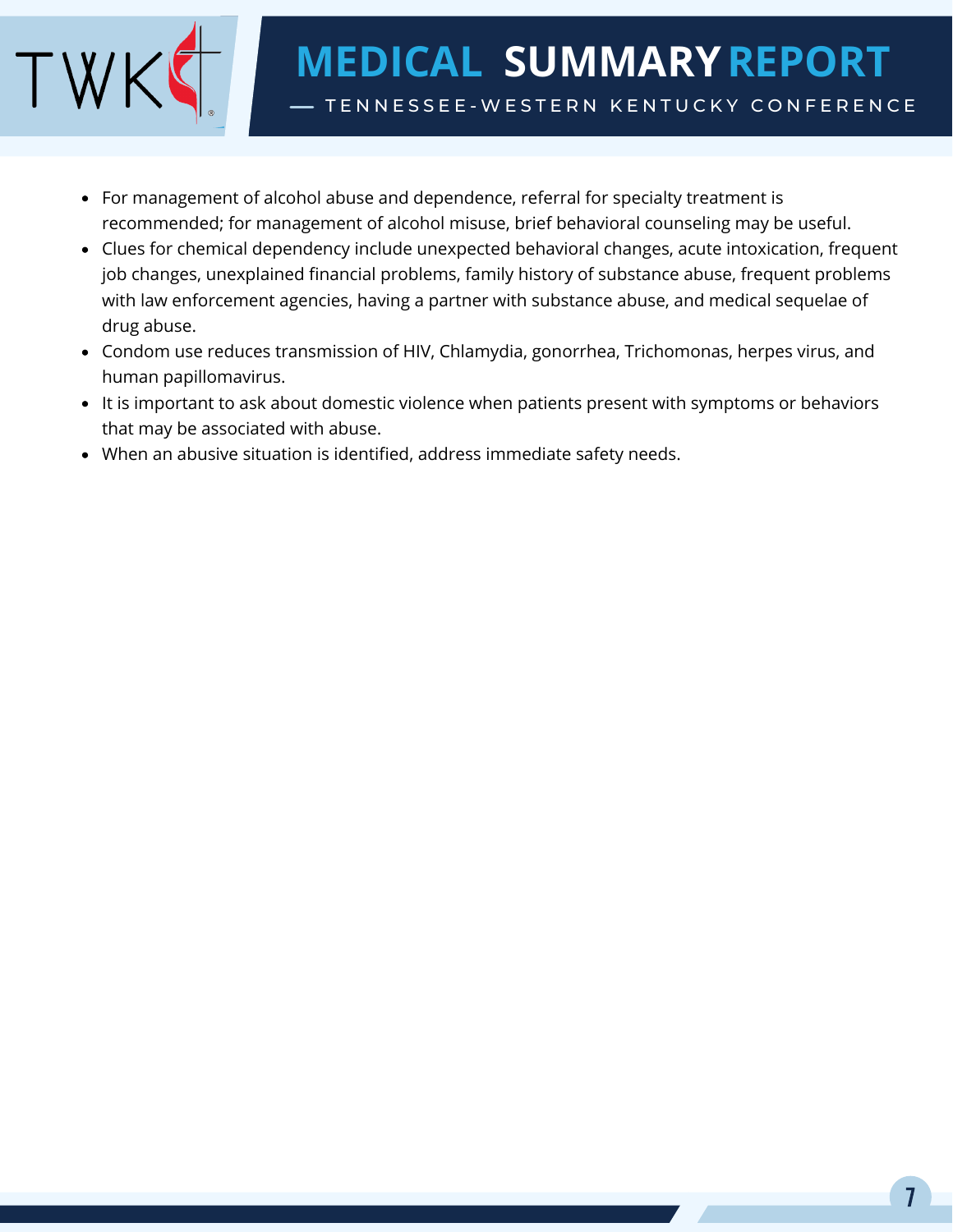- For management of alcohol abuse and dependence, referral for specialty treatment is recommended; for management of alcohol misuse, brief behavioral counseling may be useful.
- Clues for chemical dependency include unexpected behavioral changes, acute intoxication, frequent job changes, unexplained financial problems, family history of substance abuse, frequent problems with law enforcement agencies, having a partner with substance abuse, and medical sequelae of drug abuse.
- Condom use reduces transmission of HIV, Chlamydia, gonorrhea, Trichomonas, herpes virus, and human papillomavirus.
- It is important to ask about domestic violence when patients present with symptoms or behaviors that may be associated with abuse.
- When an abusive situation is identified, address immediate safety needs.